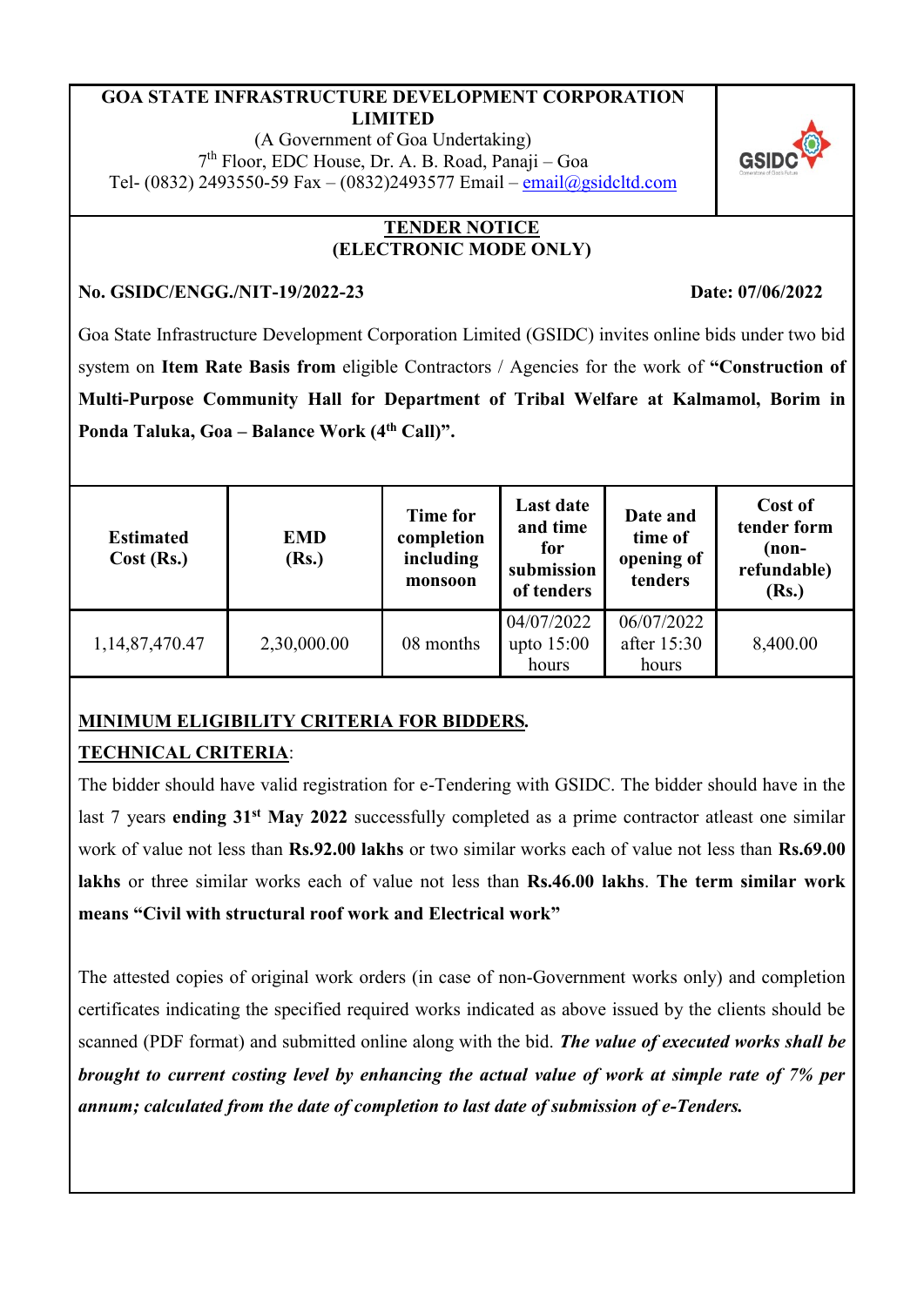**GOA STATE INFRASTRUCTURE DEVELOPMENT CORPORATION LIMITED**

(A Government of Goa Undertaking)

7th Floor, EDC House, Dr. A. B. Road, Panaji – Goa

Tel- (0832) 2493550-59 Fax – (0832)2493577 Email – email@gsidcltd.com

## TENDER NOTICE
## (ELECTRONIC MODE ONLY)

**No. GSIDC/ENGG./NIT-19/2022-23** **Date: 07/06/2022**

Goa State Infrastructure Development Corporation Limited (GSIDC) invites online bids under two bid system on **Item Rate Basis from** eligible Contractors / Agencies for the work of **"Construction of Multi-Purpose Community Hall for Department of Tribal Welfare at Kalmamol, Borim in Ponda Taluka, Goa – Balance Work (4th Call)".**

| Estimated Cost (Rs.) | EMD (Rs.) | Time for completion including monsoon | Last date and time for submission of tenders | Date and time of opening of tenders | Cost of tender form (non-refundable) (Rs.) |
|---|---|---|---|---|---|
| 1,14,87,470.47 | 2,30,000.00 | 08 months | 04/07/2022 upto 15:00 hours | 06/07/2022 after 15:30 hours | 8,400.00 |

**MINIMUM ELIGIBILITY CRITERIA FOR BIDDERS.**

**TECHNICAL CRITERIA**:

The bidder should have valid registration for e-Tendering with GSIDC. The bidder should have in the last 7 years **ending 31st May 2022** successfully completed as a prime contractor atleast one similar work of value not less than **Rs.92.00 lakhs** or two similar works each of value not less than **Rs.69.00 lakhs** or three similar works each of value not less than **Rs.46.00 lakhs**. **The term similar work means "Civil with structural roof work and Electrical work"**

The attested copies of original work orders (in case of non-Government works only) and completion certificates indicating the specified required works indicated as above issued by the clients should be scanned (PDF format) and submitted online along with the bid. ***The value of executed works shall be brought to current costing level by enhancing the actual value of work at simple rate of 7% per annum; calculated from the date of completion to last date of submission of e-Tenders.***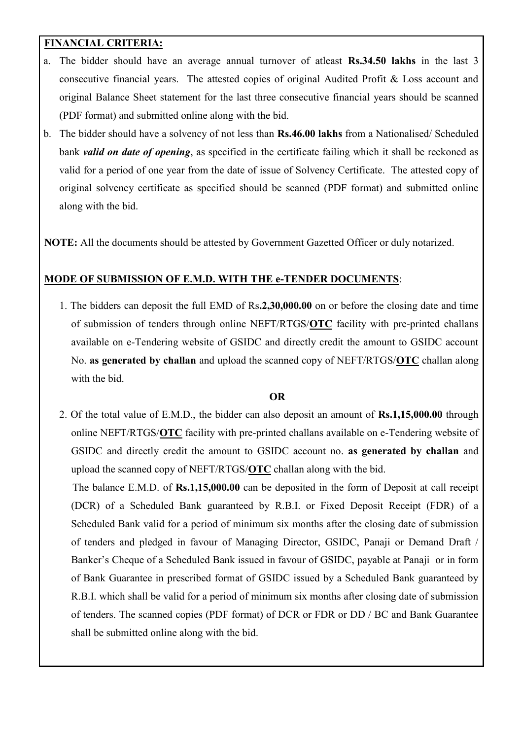**FINANCIAL CRITERIA:**

a. The bidder should have an average annual turnover of atleast **Rs.34.50 lakhs** in the last 3 consecutive financial years. The attested copies of original Audited Profit & Loss account and original Balance Sheet statement for the last three consecutive financial years should be scanned (PDF format) and submitted online along with the bid.

b. The bidder should have a solvency of not less than **Rs.46.00 lakhs** from a Nationalised/ Scheduled bank ***valid on date of opening***, as specified in the certificate failing which it shall be reckoned as valid for a period of one year from the date of issue of Solvency Certificate. The attested copy of original solvency certificate as specified should be scanned (PDF format) and submitted online along with the bid.

**NOTE:** All the documents should be attested by Government Gazetted Officer or duly notarized.

**MODE OF SUBMISSION OF E.M.D. WITH THE e-TENDER DOCUMENTS**:

1. The bidders can deposit the full EMD of Rs**.2,30,000.00** on or before the closing date and time of submission of tenders through online NEFT/RTGS/**OTC** facility with pre-printed challans available on e-Tendering website of GSIDC and directly credit the amount to GSIDC account No. **as generated by challan** and upload the scanned copy of NEFT/RTGS/**OTC** challan along with the bid.

**OR**

2. Of the total value of E.M.D., the bidder can also deposit an amount of **Rs.1,15,000.00** through online NEFT/RTGS/**OTC** facility with pre-printed challans available on e-Tendering website of GSIDC and directly credit the amount to GSIDC account no. **as generated by challan** and upload the scanned copy of NEFT/RTGS/**OTC** challan along with the bid.

   The balance E.M.D. of **Rs.1,15,000.00** can be deposited in the form of Deposit at call receipt (DCR) of a Scheduled Bank guaranteed by R.B.I. or Fixed Deposit Receipt (FDR) of a Scheduled Bank valid for a period of minimum six months after the closing date of submission of tenders and pledged in favour of Managing Director, GSIDC, Panaji or Demand Draft / Banker's Cheque of a Scheduled Bank issued in favour of GSIDC, payable at Panaji or in form of Bank Guarantee in prescribed format of GSIDC issued by a Scheduled Bank guaranteed by R.B.I. which shall be valid for a period of minimum six months after closing date of submission of tenders. The scanned copies (PDF format) of DCR or FDR or DD / BC and Bank Guarantee shall be submitted online along with the bid.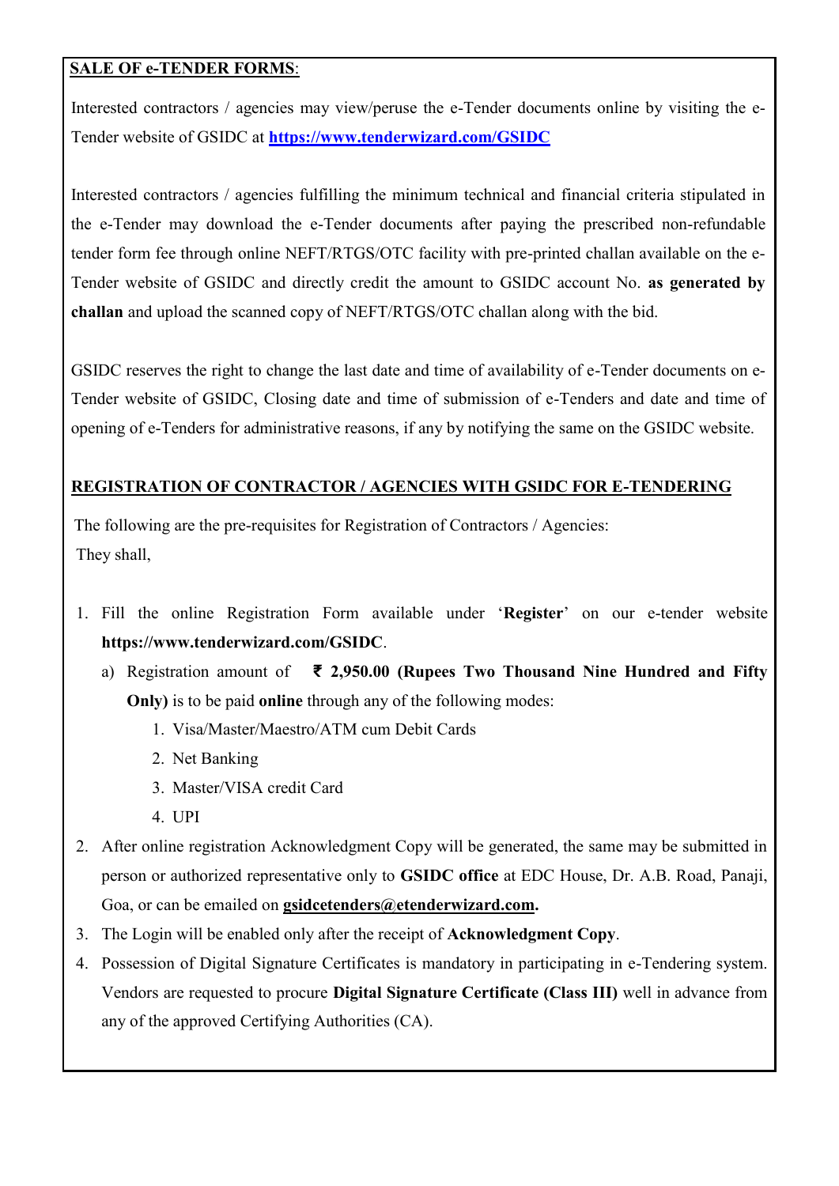**SALE OF e-TENDER FORMS**:

Interested contractors / agencies may view/peruse the e-Tender documents online by visiting the e-Tender website of GSIDC at **https://www.tenderwizard.com/GSIDC**

Interested contractors / agencies fulfilling the minimum technical and financial criteria stipulated in the e-Tender may download the e-Tender documents after paying the prescribed non-refundable tender form fee through online NEFT/RTGS/OTC facility with pre-printed challan available on the e-Tender website of GSIDC and directly credit the amount to GSIDC account No. **as generated by challan** and upload the scanned copy of NEFT/RTGS/OTC challan along with the bid.

GSIDC reserves the right to change the last date and time of availability of e-Tender documents on e-Tender website of GSIDC, Closing date and time of submission of e-Tenders and date and time of opening of e-Tenders for administrative reasons, if any by notifying the same on the GSIDC website.

**REGISTRATION OF CONTRACTOR / AGENCIES WITH GSIDC FOR E-TENDERING**

The following are the pre-requisites for Registration of Contractors / Agencies:
They shall,

1. Fill the online Registration Form available under '**Register**' on our e-tender website **https://www.tenderwizard.com/GSIDC**.
   a) Registration amount of **₹ 2,950.00 (Rupees Two Thousand Nine Hundred and Fifty Only)** is to be paid **online** through any of the following modes:
      1. Visa/Master/Maestro/ATM cum Debit Cards
      2. Net Banking
      3. Master/VISA credit Card
      4. UPI
2. After online registration Acknowledgment Copy will be generated, the same may be submitted in person or authorized representative only to **GSIDC office** at EDC House, Dr. A.B. Road, Panaji, Goa, or can be emailed on **gsidcetenders@etenderwizard.com.**
3. The Login will be enabled only after the receipt of **Acknowledgment Copy**.
4. Possession of Digital Signature Certificates is mandatory in participating in e-Tendering system. Vendors are requested to procure **Digital Signature Certificate (Class III)** well in advance from any of the approved Certifying Authorities (CA).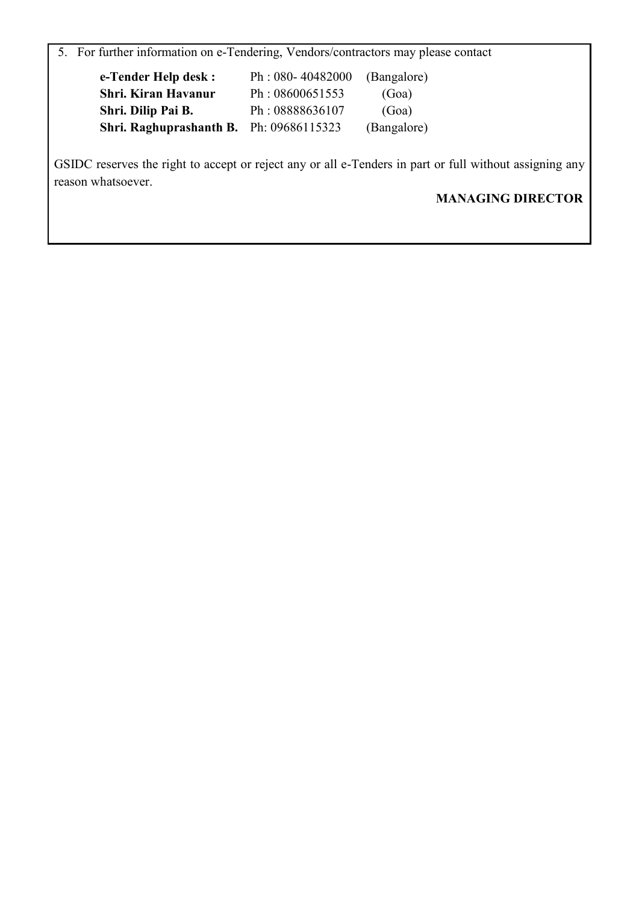5. For further information on e-Tendering, Vendors/contractors may please contact

| | | |
|---|---|---|
| **e-Tender Help desk :** | Ph : 080- 40482000 | (Bangalore) |
| **Shri. Kiran Havanur** | Ph : 08600651553 | (Goa) |
| **Shri. Dilip Pai B.** | Ph : 08888636107 | (Goa) |
| **Shri. Raghuprashanth B.** | Ph: 09686115323 | (Bangalore) |

GSIDC reserves the right to accept or reject any or all e-Tenders in part or full without assigning any reason whatsoever.

**MANAGING DIRECTOR**